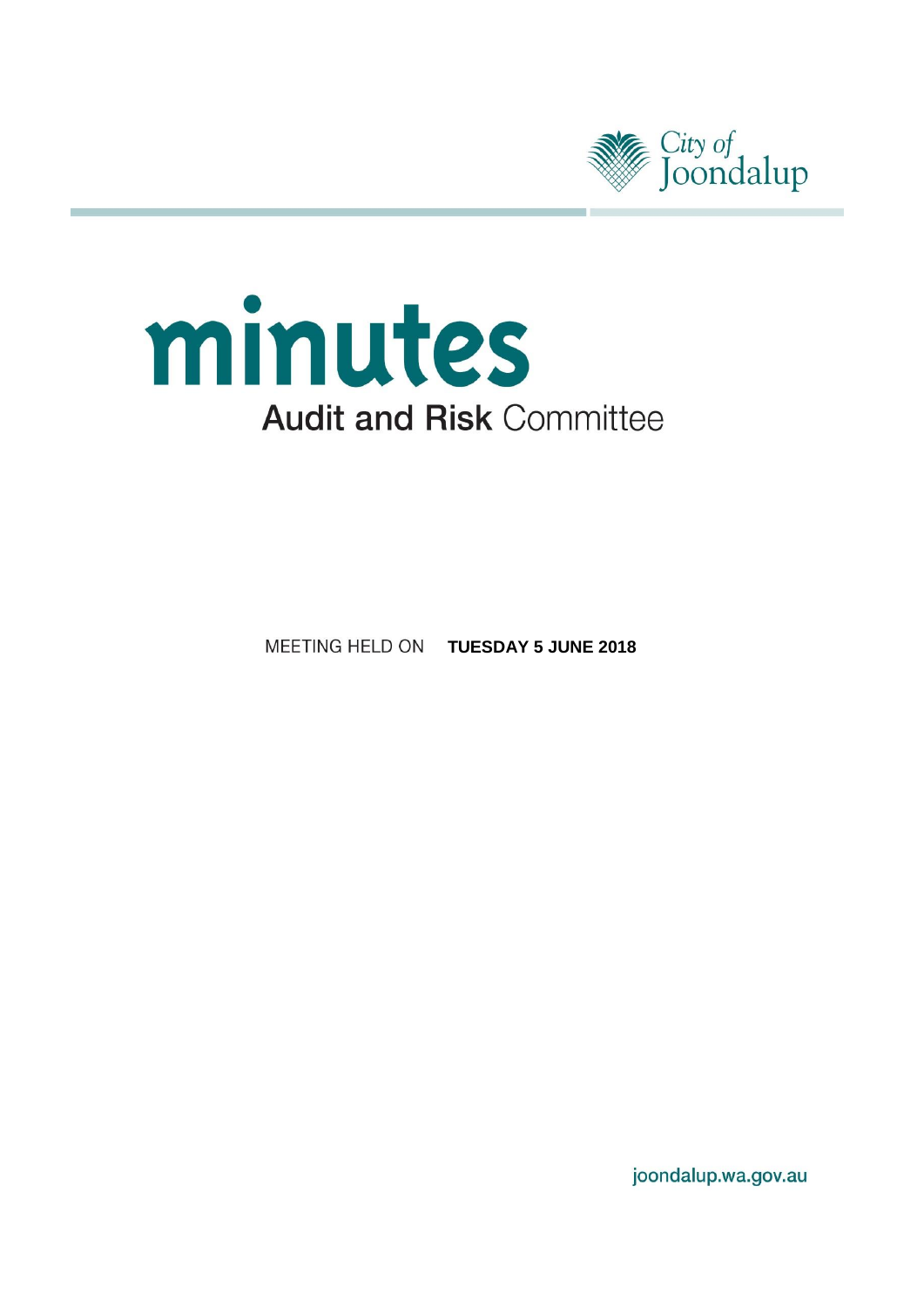City of Joondalup

# minutes

## Audit and Risk Committee

MEETING HELD ON **TUESDAY 5 JUNE 2018**

joondalup.wa.gov.au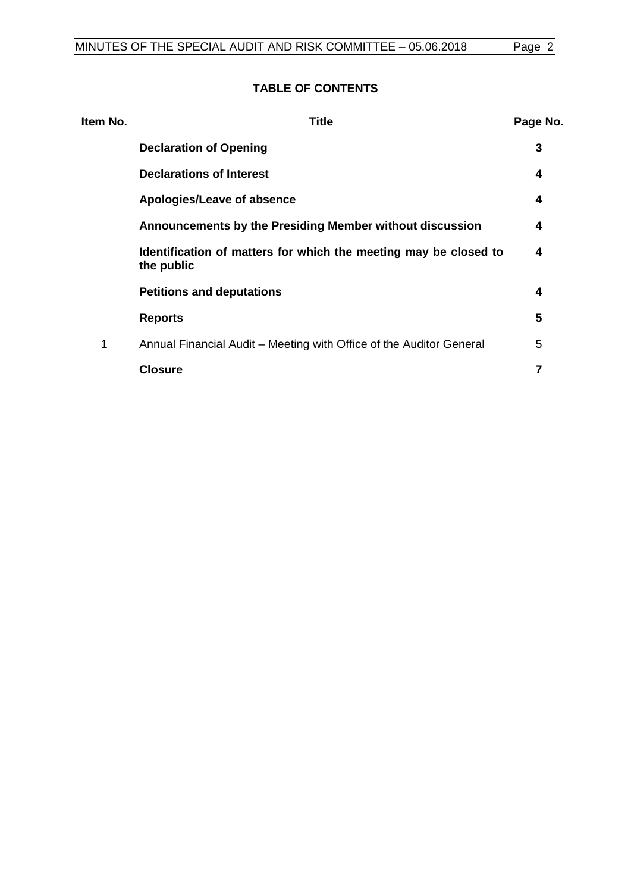**TABLE OF CONTENTS**

| Item No. | Title | Page No. |
|---|---|---|
| | **Declaration of Opening** | **3** |
| | **Declarations of Interest** | **4** |
| | **Apologies/Leave of absence** | **4** |
| | **Announcements by the Presiding Member without discussion** | **4** |
| | **Identification of matters for which the meeting may be closed to the public** | **4** |
| | **Petitions and deputations** | **4** |
| | **Reports** | **5** |
| 1 | Annual Financial Audit – Meeting with Office of the Auditor General | 5 |
| | **Closure** | **7** |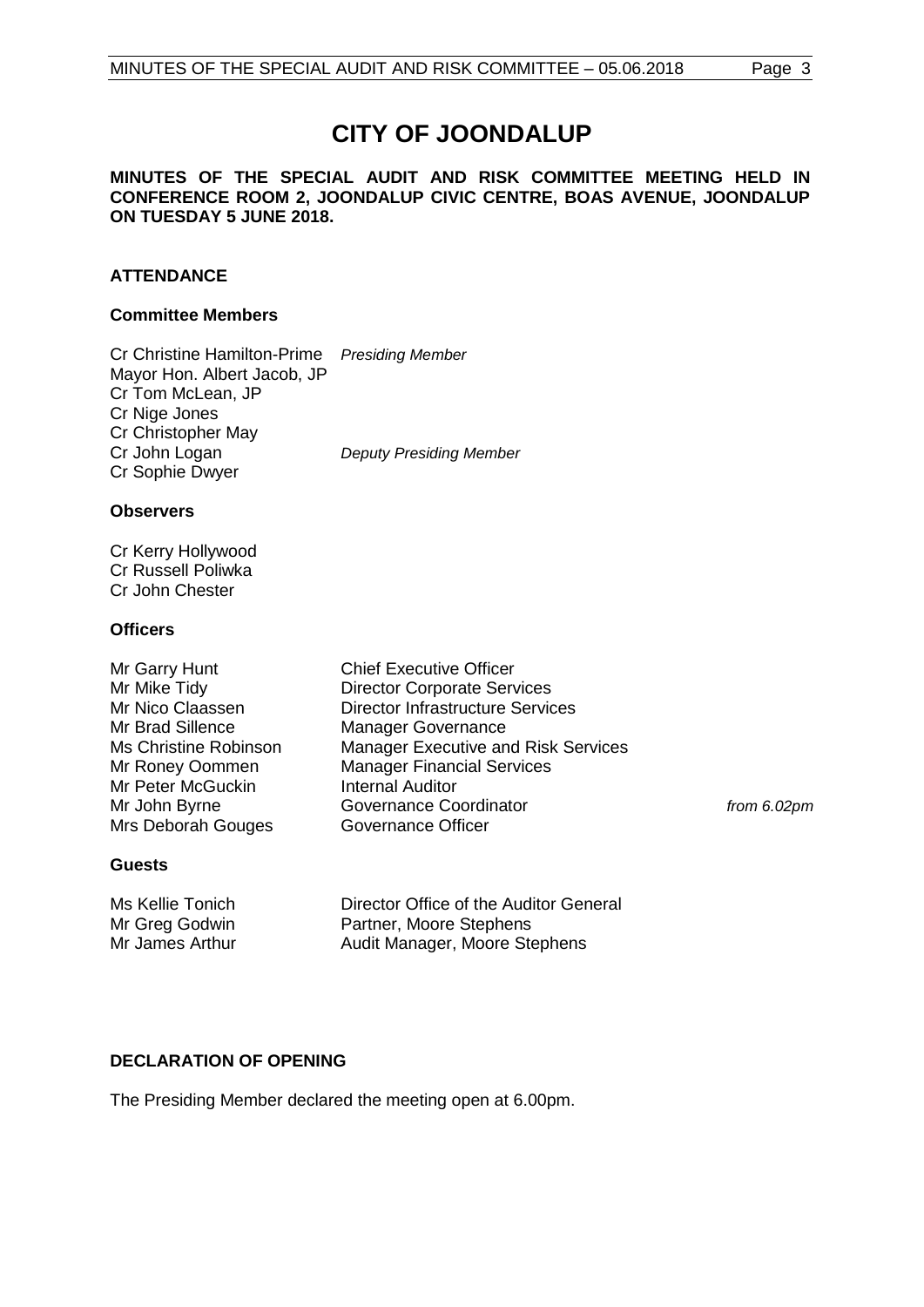# CITY OF JOONDALUP

**MINUTES OF THE SPECIAL AUDIT AND RISK COMMITTEE MEETING HELD IN CONFERENCE ROOM 2, JOONDALUP CIVIC CENTRE, BOAS AVENUE, JOONDALUP ON TUESDAY 5 JUNE 2018.**

## ATTENDANCE

### Committee Members

| | |
|---|---|
| Cr Christine Hamilton-Prime | *Presiding Member* |
| Mayor Hon. Albert Jacob, JP | |
| Cr Tom McLean, JP | |
| Cr Nige Jones | |
| Cr Christopher May | |
| Cr John Logan | *Deputy Presiding Member* |
| Cr Sophie Dwyer | |

### Observers

Cr Kerry Hollywood
Cr Russell Poliwka
Cr John Chester

### Officers

| | | |
|---|---|---|
| Mr Garry Hunt | Chief Executive Officer | |
| Mr Mike Tidy | Director Corporate Services | |
| Mr Nico Claassen | Director Infrastructure Services | |
| Mr Brad Sillence | Manager Governance | |
| Ms Christine Robinson | Manager Executive and Risk Services | |
| Mr Roney Oommen | Manager Financial Services | |
| Mr Peter McGuckin | Internal Auditor | |
| Mr John Byrne | Governance Coordinator | *from 6.02pm* |
| Mrs Deborah Gouges | Governance Officer | |

### Guests

| | |
|---|---|
| Ms Kellie Tonich | Director Office of the Auditor General |
| Mr Greg Godwin | Partner, Moore Stephens |
| Mr James Arthur | Audit Manager, Moore Stephens |

## DECLARATION OF OPENING

The Presiding Member declared the meeting open at 6.00pm.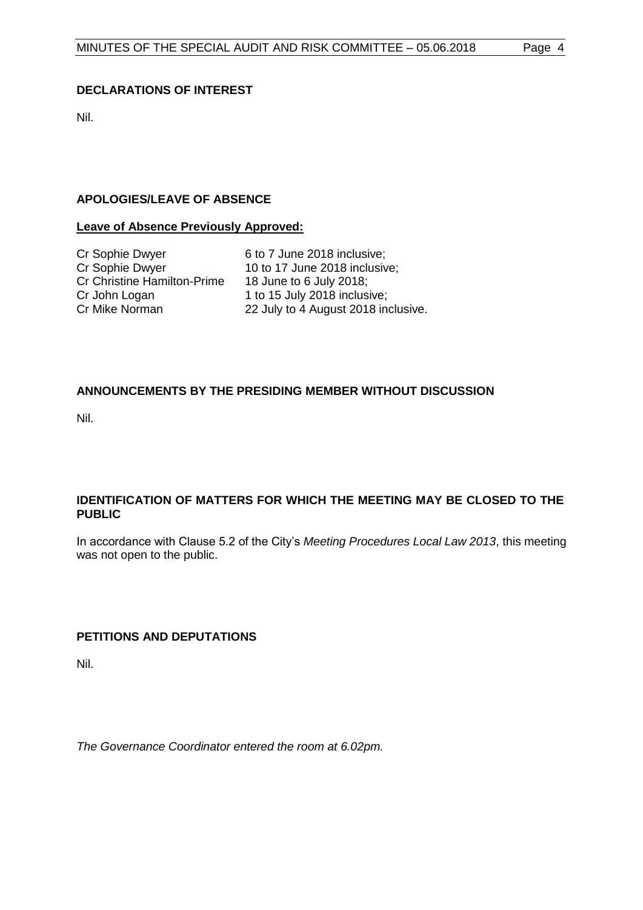## DECLARATIONS OF INTEREST

Nil.

## APOLOGIES/LEAVE OF ABSENCE

**Leave of Absence Previously Approved:**

| | |
|---|---|
| Cr Sophie Dwyer | 6 to 7 June 2018 inclusive; |
| Cr Sophie Dwyer | 10 to 17 June 2018 inclusive; |
| Cr Christine Hamilton-Prime | 18 June to 6 July 2018; |
| Cr John Logan | 1 to 15 July 2018 inclusive; |
| Cr Mike Norman | 22 July to 4 August 2018 inclusive. |

## ANNOUNCEMENTS BY THE PRESIDING MEMBER WITHOUT DISCUSSION

Nil.

## IDENTIFICATION OF MATTERS FOR WHICH THE MEETING MAY BE CLOSED TO THE PUBLIC

In accordance with Clause 5.2 of the City's *Meeting Procedures Local Law 2013*, this meeting was not open to the public.

## PETITIONS AND DEPUTATIONS

Nil.

*The Governance Coordinator entered the room at 6.02pm.*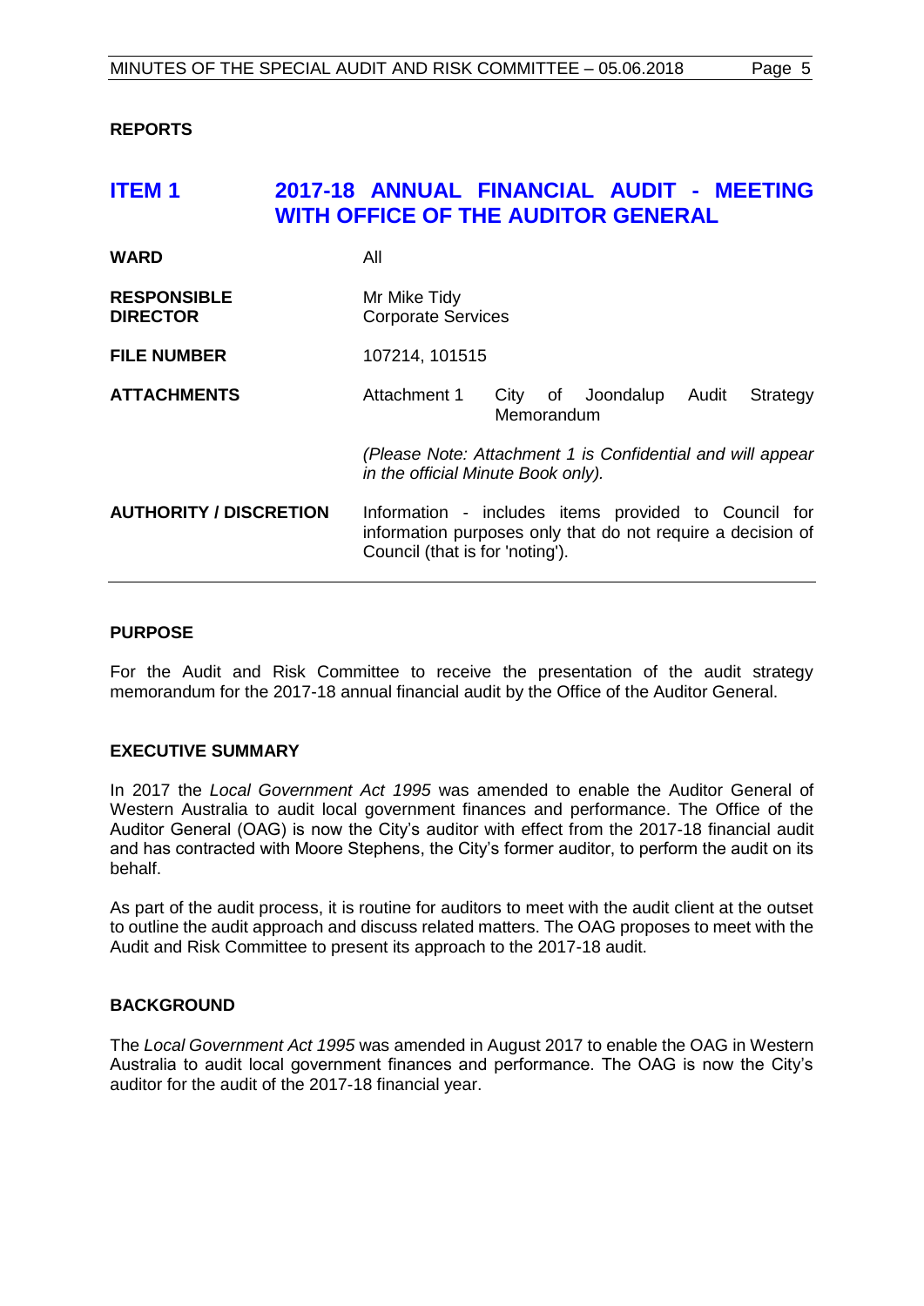## REPORTS

## ITEM 1 2017-18 ANNUAL FINANCIAL AUDIT - MEETING WITH OFFICE OF THE AUDITOR GENERAL

| | |
|---|---|
| **WARD** | All |
| **RESPONSIBLE DIRECTOR** | Mr Mike Tidy<br>Corporate Services |
| **FILE NUMBER** | 107214, 101515 |
| **ATTACHMENTS** | Attachment 1 City of Joondalup Audit Strategy Memorandum<br><br>*(Please Note: Attachment 1 is Confidential and will appear in the official Minute Book only).* |
| **AUTHORITY / DISCRETION** | Information - includes items provided to Council for information purposes only that do not require a decision of Council (that is for 'noting'). |

### PURPOSE

For the Audit and Risk Committee to receive the presentation of the audit strategy memorandum for the 2017-18 annual financial audit by the Office of the Auditor General.

### EXECUTIVE SUMMARY

In 2017 the *Local Government Act 1995* was amended to enable the Auditor General of Western Australia to audit local government finances and performance. The Office of the Auditor General (OAG) is now the City's auditor with effect from the 2017-18 financial audit and has contracted with Moore Stephens, the City's former auditor, to perform the audit on its behalf.

As part of the audit process, it is routine for auditors to meet with the audit client at the outset to outline the audit approach and discuss related matters. The OAG proposes to meet with the Audit and Risk Committee to present its approach to the 2017-18 audit.

### BACKGROUND

The *Local Government Act 1995* was amended in August 2017 to enable the OAG in Western Australia to audit local government finances and performance. The OAG is now the City's auditor for the audit of the 2017-18 financial year.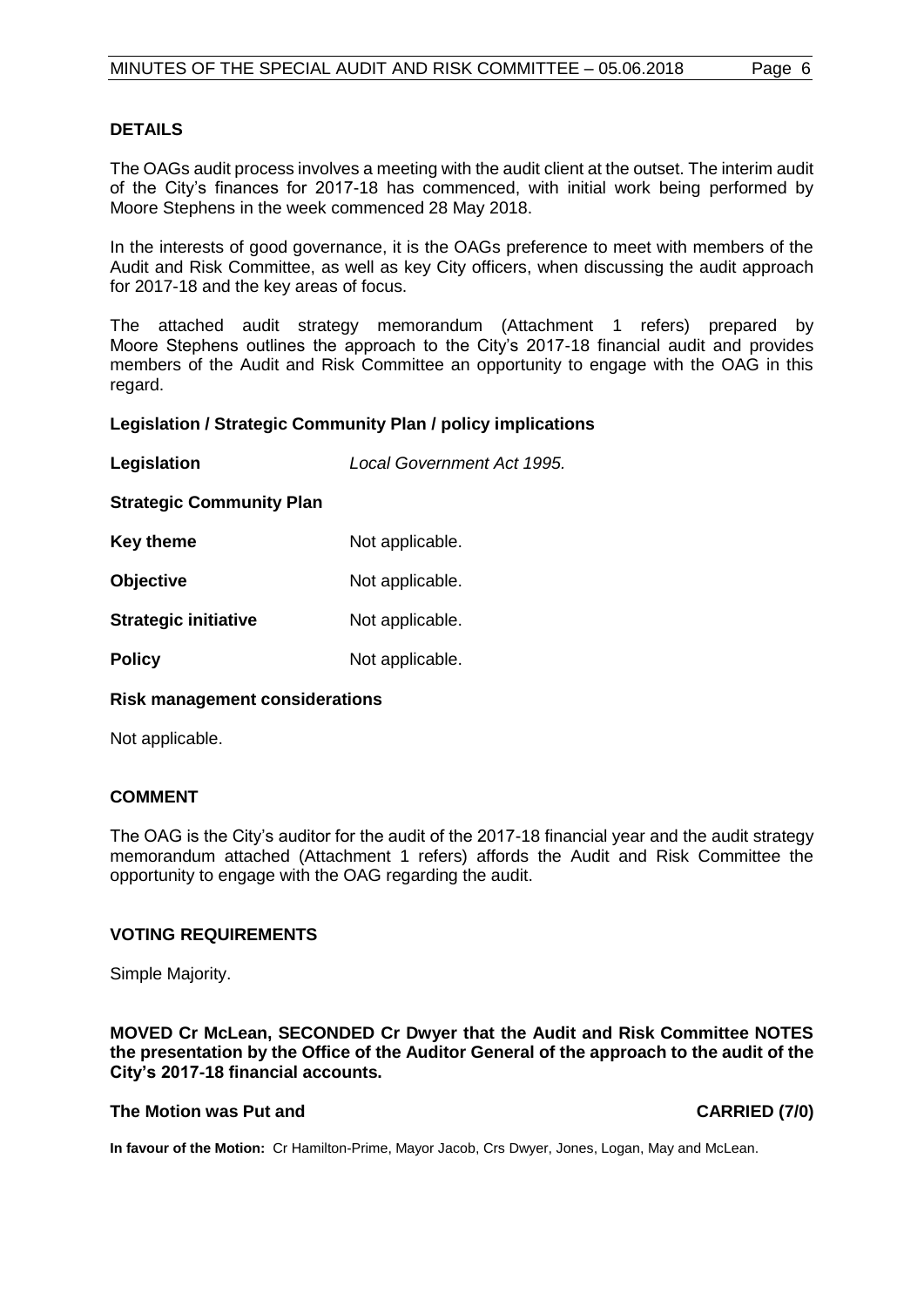## DETAILS

The OAGs audit process involves a meeting with the audit client at the outset. The interim audit of the City's finances for 2017-18 has commenced, with initial work being performed by Moore Stephens in the week commenced 28 May 2018.

In the interests of good governance, it is the OAGs preference to meet with members of the Audit and Risk Committee, as well as key City officers, when discussing the audit approach for 2017-18 and the key areas of focus.

The attached audit strategy memorandum (Attachment 1 refers) prepared by Moore Stephens outlines the approach to the City's 2017-18 financial audit and provides members of the Audit and Risk Committee an opportunity to engage with the OAG in this regard.

### Legislation / Strategic Community Plan / policy implications

| | |
|---|---|
| **Legislation** | *Local Government Act 1995.* |
| **Strategic Community Plan** | |
| **Key theme** | Not applicable. |
| **Objective** | Not applicable. |
| **Strategic initiative** | Not applicable. |
| **Policy** | Not applicable. |

### Risk management considerations

Not applicable.

## COMMENT

The OAG is the City's auditor for the audit of the 2017-18 financial year and the audit strategy memorandum attached (Attachment 1 refers) affords the Audit and Risk Committee the opportunity to engage with the OAG regarding the audit.

## VOTING REQUIREMENTS

Simple Majority.

**MOVED Cr McLean, SECONDED Cr Dwyer that the Audit and Risk Committee NOTES the presentation by the Office of the Auditor General of the approach to the audit of the City's 2017-18 financial accounts.**

**The Motion was Put and CARRIED (7/0)**

**In favour of the Motion:** Cr Hamilton-Prime, Mayor Jacob, Crs Dwyer, Jones, Logan, May and McLean.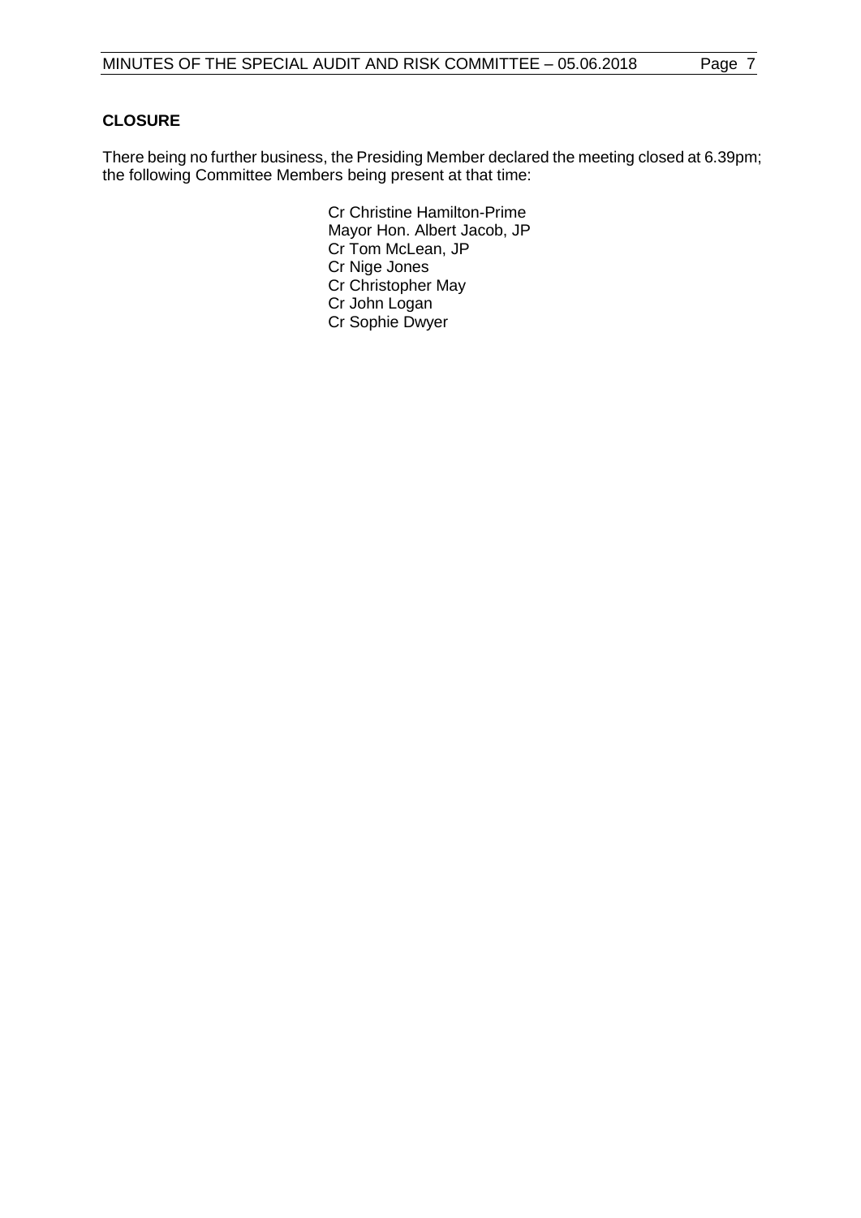## CLOSURE

There being no further business, the Presiding Member declared the meeting closed at 6.39pm; the following Committee Members being present at that time:

Cr Christine Hamilton-Prime
Mayor Hon. Albert Jacob, JP
Cr Tom McLean, JP
Cr Nige Jones
Cr Christopher May
Cr John Logan
Cr Sophie Dwyer